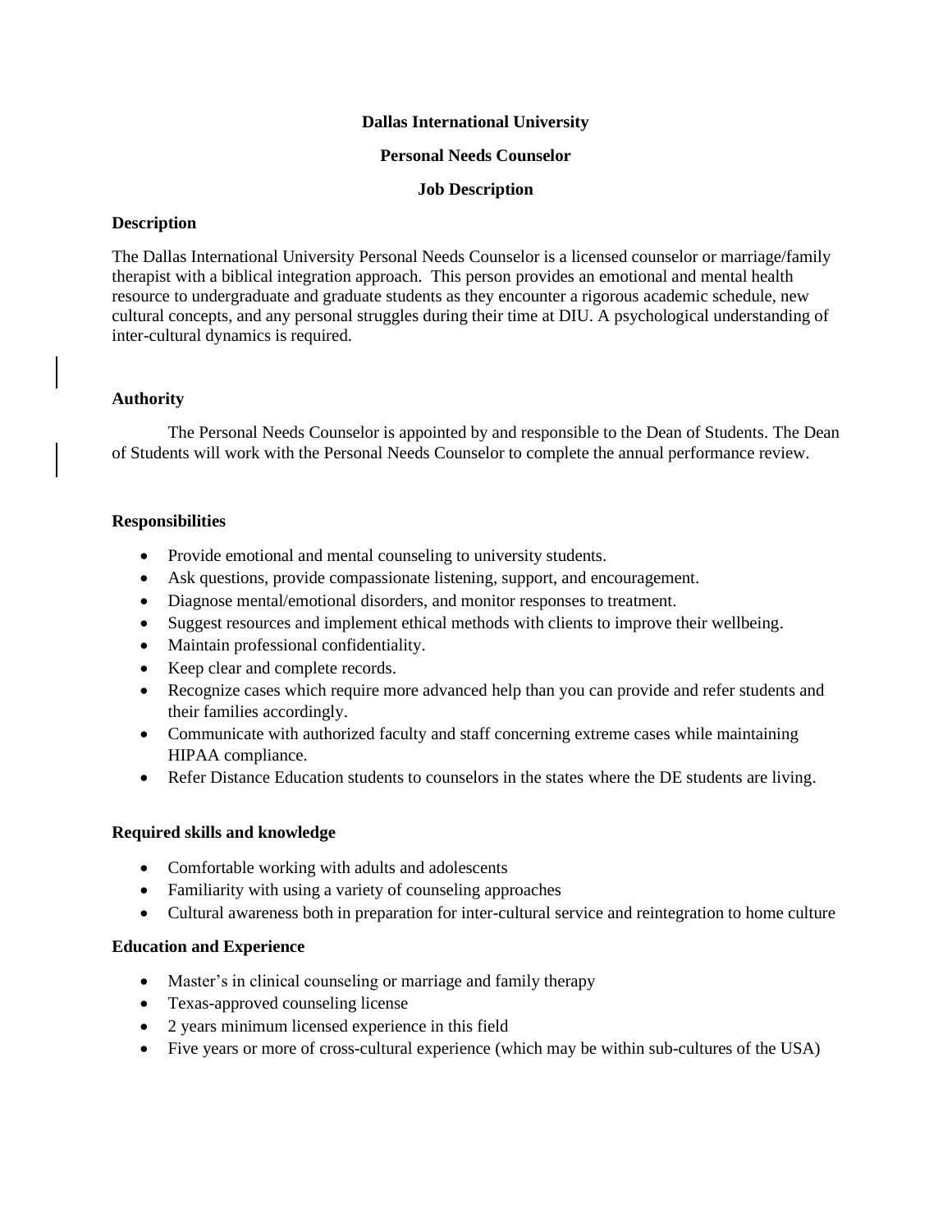# Dallas International University

## Personal Needs Counselor

## Job Description

### Description

The Dallas International University Personal Needs Counselor is a licensed counselor or marriage/family therapist with a biblical integration approach. This person provides an emotional and mental health resource to undergraduate and graduate students as they encounter a rigorous academic schedule, new cultural concepts, and any personal struggles during their time at DIU. A psychological understanding of inter-cultural dynamics is required.

### Authority

The Personal Needs Counselor is appointed by and responsible to the Dean of Students. The Dean of Students will work with the Personal Needs Counselor to complete the annual performance review.

### Responsibilities

- Provide emotional and mental counseling to university students.
- Ask questions, provide compassionate listening, support, and encouragement.
- Diagnose mental/emotional disorders, and monitor responses to treatment.
- Suggest resources and implement ethical methods with clients to improve their wellbeing.
- Maintain professional confidentiality.
- Keep clear and complete records.
- Recognize cases which require more advanced help than you can provide and refer students and their families accordingly.
- Communicate with authorized faculty and staff concerning extreme cases while maintaining HIPAA compliance.
- Refer Distance Education students to counselors in the states where the DE students are living.

### Required skills and knowledge

- Comfortable working with adults and adolescents
- Familiarity with using a variety of counseling approaches
- Cultural awareness both in preparation for inter-cultural service and reintegration to home culture

### Education and Experience

- Master's in clinical counseling or marriage and family therapy
- Texas-approved counseling license
- 2 years minimum licensed experience in this field
- Five years or more of cross-cultural experience (which may be within sub-cultures of the USA)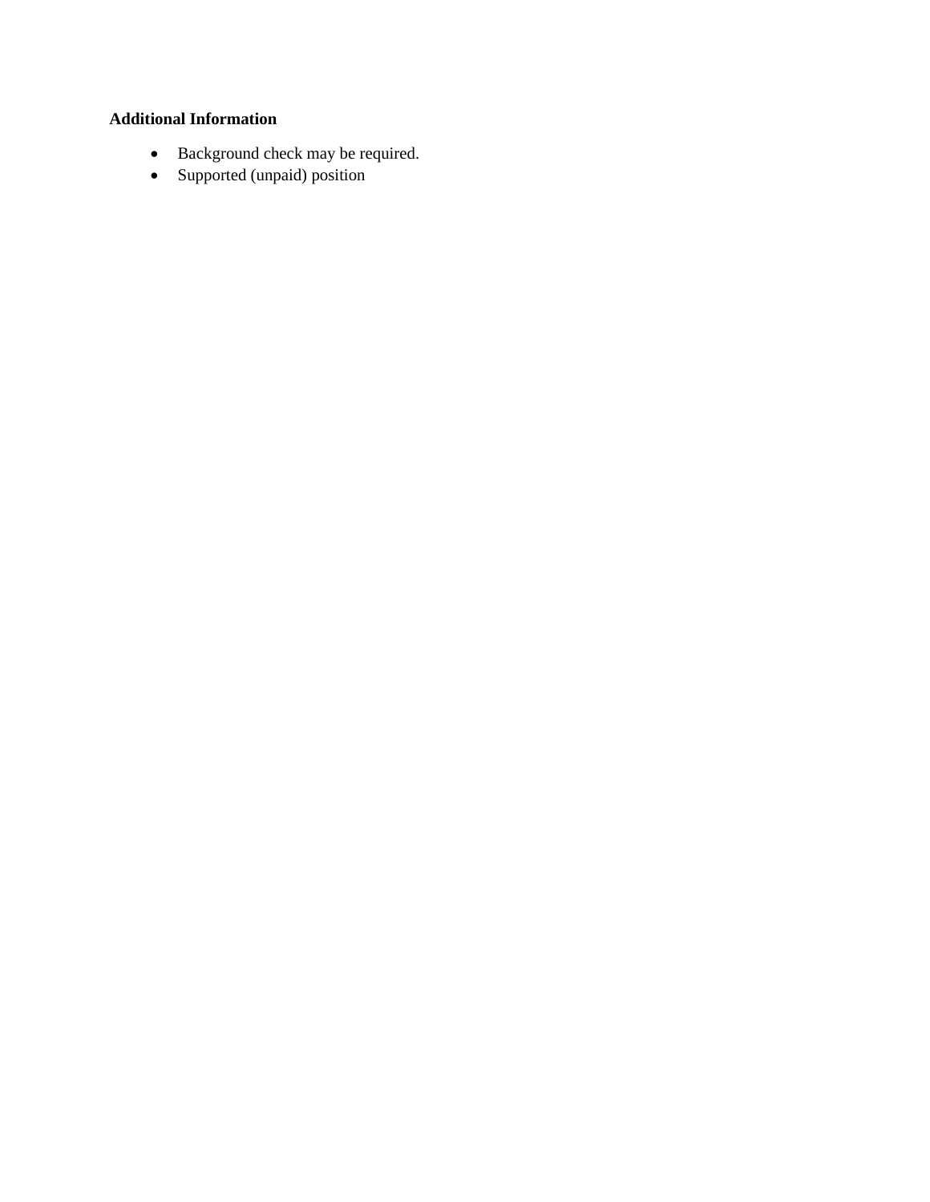**Additional Information**

- Background check may be required.
- Supported (unpaid) position